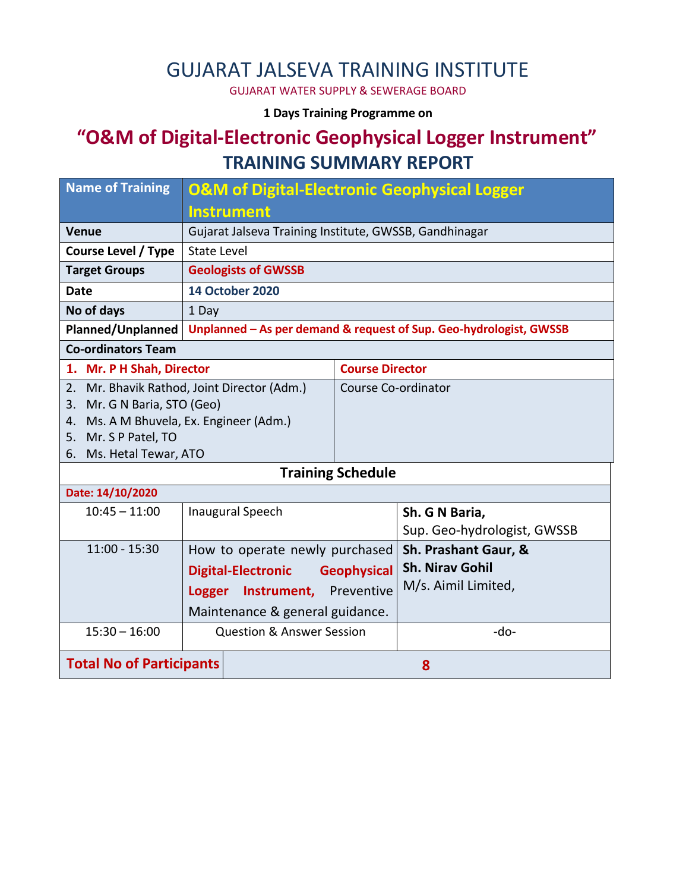# GUJARAT JALSEVA TRAINING INSTITUTE

GUJARAT WATER SUPPLY & SEWERAGE BOARD

**1 Days Training Programme on**

## "O&M of Digital-Electronic Geophysical Logger Instrument"

## TRAINING SUMMARY REPORT

| Name of Training | O&M of Digital-Electronic Geophysical Logger Instrument |
|---|---|
| **Venue** | Gujarat Jalseva Training Institute, GWSSB, Gandhinagar |
| **Course Level / Type** | State Level |
| **Target Groups** | **Geologists of GWSSB** |
| **Date** | **14 October 2020** |
| **No of days** | 1 Day |
| **Planned/Unplanned** | **Unplanned – As per demand & request of Sup. Geo-hydrologist, GWSSB** |

**Co-ordinators Team**

| Name | Role |
|---|---|
| **1. Mr. P H Shah, Director** | **Course Director** |
| 2. Mr. Bhavik Rathod, Joint Director (Adm.)<br>3. Mr. G N Baria, STO (Geo)<br>4. Ms. A M Bhuvela, Ex. Engineer (Adm.)<br>5. Mr. S P Patel, TO<br>6. Ms. Hetal Tewar, ATO | Course Co-ordinator |

**Training Schedule**

**Date: 14/10/2020**

| Time | Topic | Speaker |
|---|---|---|
| 10:45 – 11:00 | Inaugural Speech | **Sh. G N Baria,**<br>Sup. Geo-hydrologist, GWSSB |
| 11:00 - 15:30 | How to operate newly purchased **Digital-Electronic Geophysical Logger Instrument,** Preventive Maintenance & general guidance. | **Sh. Prashant Gaur, &**<br>**Sh. Nirav Gohil**<br>M/s. Aimil Limited, |
| 15:30 – 16:00 | Question & Answer Session | -do- |

| **Total No of Participants** | **8** |
|---|---|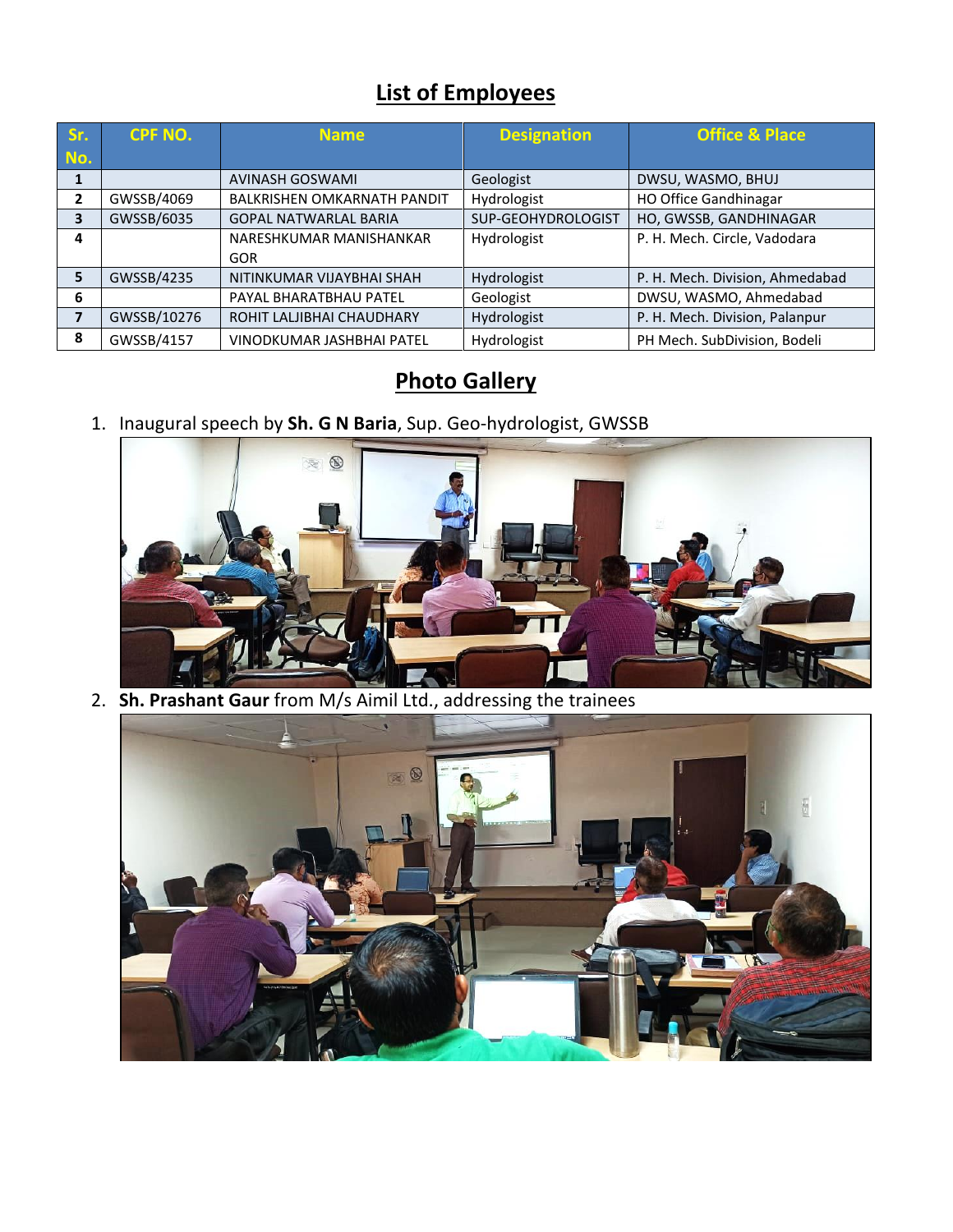## List of Employees

| Sr. No. | CPF NO. | Name | Designation | Office & Place |
|---|---|---|---|---|
| 1 | | AVINASH GOSWAMI | Geologist | DWSU, WASMO, BHUJ |
| 2 | GWSSB/4069 | BALKRISHEN OMKARNATH PANDIT | Hydrologist | HO Office Gandhinagar |
| 3 | GWSSB/6035 | GOPAL NATWARLAL BARIA | SUP-GEOHYDROLOGIST | HO, GWSSB, GANDHINAGAR |
| 4 | | NARESHKUMAR MANISHANKAR GOR | Hydrologist | P. H. Mech. Circle, Vadodara |
| 5 | GWSSB/4235 | NITINKUMAR VIJAYBHAI SHAH | Hydrologist | P. H. Mech. Division, Ahmedabad |
| 6 | | PAYAL BHARATBHAU PATEL | Geologist | DWSU, WASMO, Ahmedabad |
| 7 | GWSSB/10276 | ROHIT LALJIBHAI CHAUDHARY | Hydrologist | P. H. Mech. Division, Palanpur |
| 8 | GWSSB/4157 | VINODKUMAR JASHBHAI PATEL | Hydrologist | PH Mech. SubDivision, Bodeli |

## Photo Gallery

1. Inaugural speech by **Sh. G N Baria**, Sup. Geo-hydrologist, GWSSB
2. **Sh. Prashant Gaur** from M/s Aimil Ltd., addressing the trainees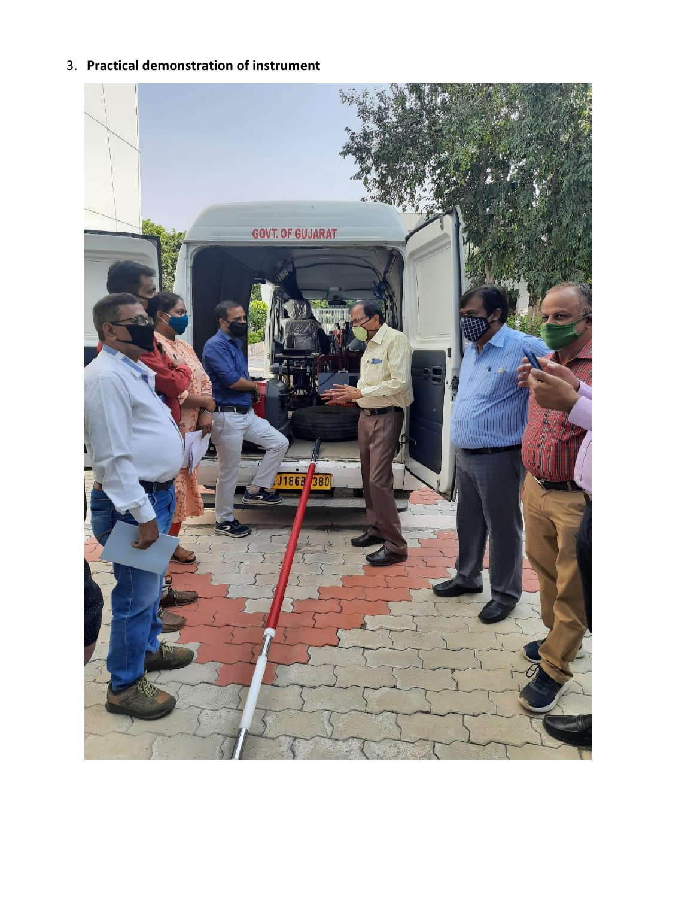3. **Practical demonstration of instrument**